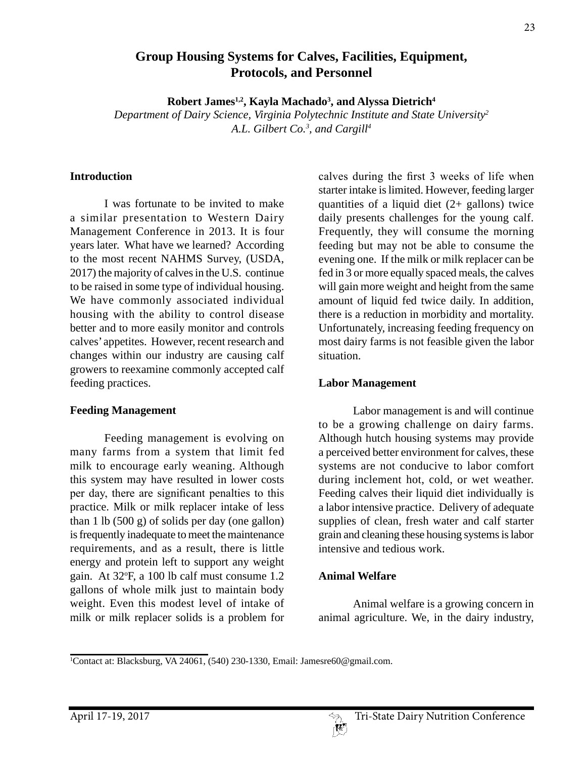# Group Housing Systems for Calves, Facilities, Equipment, Protocols, and Personnel

**Robert James[1,2], Kayla Machado[3], and Alyssa Dietrich[4]**

*Department of Dairy Science, Virginia Polytechnic Institute and State University[2]*
*A.L. Gilbert Co.[3], and Cargill[4]*

## Introduction

I was fortunate to be invited to make a similar presentation to Western Dairy Management Conference in 2013. It is four years later. What have we learned? According to the most recent NAHMS Survey, (USDA, 2017) the majority of calves in the U.S. continue to be raised in some type of individual housing. We have commonly associated individual housing with the ability to control disease better and to more easily monitor and controls calves' appetites. However, recent research and changes within our industry are causing calf growers to reexamine commonly accepted calf feeding practices.

## Feeding Management

Feeding management is evolving on many farms from a system that limit fed milk to encourage early weaning. Although this system may have resulted in lower costs per day, there are significant penalties to this practice. Milk or milk replacer intake of less than 1 lb (500 g) of solids per day (one gallon) is frequently inadequate to meet the maintenance requirements, and as a result, there is little energy and protein left to support any weight gain. At 32°F, a 100 lb calf must consume 1.2 gallons of whole milk just to maintain body weight. Even this modest level of intake of milk or milk replacer solids is a problem for calves during the first 3 weeks of life when starter intake is limited. However, feeding larger quantities of a liquid diet (2+ gallons) twice daily presents challenges for the young calf. Frequently, they will consume the morning feeding but may not be able to consume the evening one. If the milk or milk replacer can be fed in 3 or more equally spaced meals, the calves will gain more weight and height from the same amount of liquid fed twice daily. In addition, there is a reduction in morbidity and mortality. Unfortunately, increasing feeding frequency on most dairy farms is not feasible given the labor situation.

## Labor Management

Labor management is and will continue to be a growing challenge on dairy farms. Although hutch housing systems may provide a perceived better environment for calves, these systems are not conducive to labor comfort during inclement hot, cold, or wet weather. Feeding calves their liquid diet individually is a labor intensive practice. Delivery of adequate supplies of clean, fresh water and calf starter grain and cleaning these housing systems is labor intensive and tedious work.

## Animal Welfare

Animal welfare is a growing concern in animal agriculture. We, in the dairy industry,

---

[1]Contact at: Blacksburg, VA 24061, (540) 230-1330, Email: Jamesre60@gmail.com.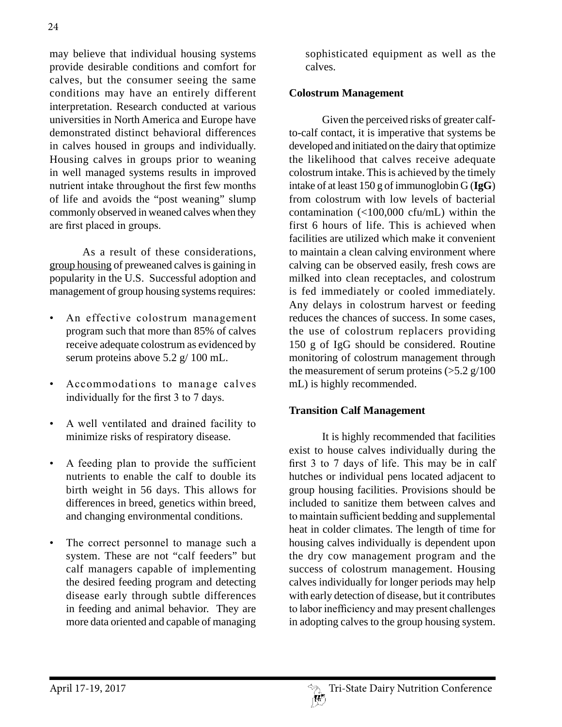may believe that individual housing systems provide desirable conditions and comfort for calves, but the consumer seeing the same conditions may have an entirely different interpretation. Research conducted at various universities in North America and Europe have demonstrated distinct behavioral differences in calves housed in groups and individually. Housing calves in groups prior to weaning in well managed systems results in improved nutrient intake throughout the first few months of life and avoids the "post weaning" slump commonly observed in weaned calves when they are first placed in groups.

As a result of these considerations, group housing of preweaned calves is gaining in popularity in the U.S. Successful adoption and management of group housing systems requires:

- An effective colostrum management program such that more than 85% of calves receive adequate colostrum as evidenced by serum proteins above 5.2 g/ 100 mL.
- Accommodations to manage calves individually for the first 3 to 7 days.
- A well ventilated and drained facility to minimize risks of respiratory disease.
- A feeding plan to provide the sufficient nutrients to enable the calf to double its birth weight in 56 days. This allows for differences in breed, genetics within breed, and changing environmental conditions.
- The correct personnel to manage such a system. These are not "calf feeders" but calf managers capable of implementing the desired feeding program and detecting disease early through subtle differences in feeding and animal behavior. They are more data oriented and capable of managing sophisticated equipment as well as the calves.

**Colostrum Management**

Given the perceived risks of greater calf-to-calf contact, it is imperative that systems be developed and initiated on the dairy that optimize the likelihood that calves receive adequate colostrum intake. This is achieved by the timely intake of at least 150 g of immunoglobin G (**IgG**) from colostrum with low levels of bacterial contamination (<100,000 cfu/mL) within the first 6 hours of life. This is achieved when facilities are utilized which make it convenient to maintain a clean calving environment where calving can be observed easily, fresh cows are milked into clean receptacles, and colostrum is fed immediately or cooled immediately. Any delays in colostrum harvest or feeding reduces the chances of success. In some cases, the use of colostrum replacers providing 150 g of IgG should be considered. Routine monitoring of colostrum management through the measurement of serum proteins (>5.2 g/100 mL) is highly recommended.

**Transition Calf Management**

It is highly recommended that facilities exist to house calves individually during the first 3 to 7 days of life. This may be in calf hutches or individual pens located adjacent to group housing facilities. Provisions should be included to sanitize them between calves and to maintain sufficient bedding and supplemental heat in colder climates. The length of time for housing calves individually is dependent upon the dry cow management program and the success of colostrum management. Housing calves individually for longer periods may help with early detection of disease, but it contributes to labor inefficiency and may present challenges in adopting calves to the group housing system.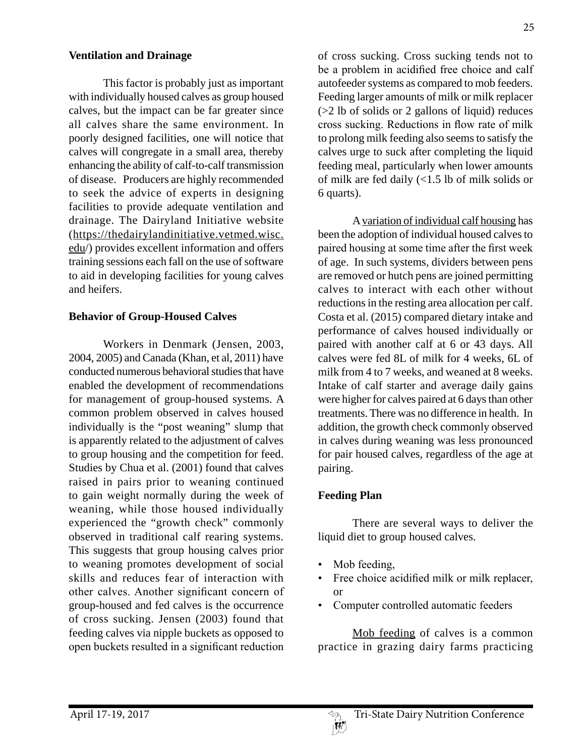**Ventilation and Drainage**

This factor is probably just as important with individually housed calves as group housed calves, but the impact can be far greater since all calves share the same environment. In poorly designed facilities, one will notice that calves will congregate in a small area, thereby enhancing the ability of calf-to-calf transmission of disease. Producers are highly recommended to seek the advice of experts in designing facilities to provide adequate ventilation and drainage. The Dairyland Initiative website (https://thedairylandinitiative.vetmed.wisc.edu/) provides excellent information and offers training sessions each fall on the use of software to aid in developing facilities for young calves and heifers.

**Behavior of Group-Housed Calves**

Workers in Denmark (Jensen, 2003, 2004, 2005) and Canada (Khan, et al, 2011) have conducted numerous behavioral studies that have enabled the development of recommendations for management of group-housed systems. A common problem observed in calves housed individually is the "post weaning" slump that is apparently related to the adjustment of calves to group housing and the competition for feed. Studies by Chua et al. (2001) found that calves raised in pairs prior to weaning continued to gain weight normally during the week of weaning, while those housed individually experienced the "growth check" commonly observed in traditional calf rearing systems. This suggests that group housing calves prior to weaning promotes development of social skills and reduces fear of interaction with other calves. Another significant concern of group-housed and fed calves is the occurrence of cross sucking. Jensen (2003) found that feeding calves via nipple buckets as opposed to open buckets resulted in a significant reduction of cross sucking. Cross sucking tends not to be a problem in acidified free choice and calf autofeeder systems as compared to mob feeders. Feeding larger amounts of milk or milk replacer (>2 lb of solids or 2 gallons of liquid) reduces cross sucking. Reductions in flow rate of milk to prolong milk feeding also seems to satisfy the calves urge to suck after completing the liquid feeding meal, particularly when lower amounts of milk are fed daily (<1.5 lb of milk solids or 6 quarts).

A variation of individual calf housing has been the adoption of individual housed calves to paired housing at some time after the first week of age. In such systems, dividers between pens are removed or hutch pens are joined permitting calves to interact with each other without reductions in the resting area allocation per calf. Costa et al. (2015) compared dietary intake and performance of calves housed individually or paired with another calf at 6 or 43 days. All calves were fed 8L of milk for 4 weeks, 6L of milk from 4 to 7 weeks, and weaned at 8 weeks. Intake of calf starter and average daily gains were higher for calves paired at 6 days than other treatments. There was no difference in health. In addition, the growth check commonly observed in calves during weaning was less pronounced for pair housed calves, regardless of the age at pairing.

**Feeding Plan**

There are several ways to deliver the liquid diet to group housed calves.

- Mob feeding,
- Free choice acidified milk or milk replacer, or
- Computer controlled automatic feeders

Mob feeding of calves is a common practice in grazing dairy farms practicing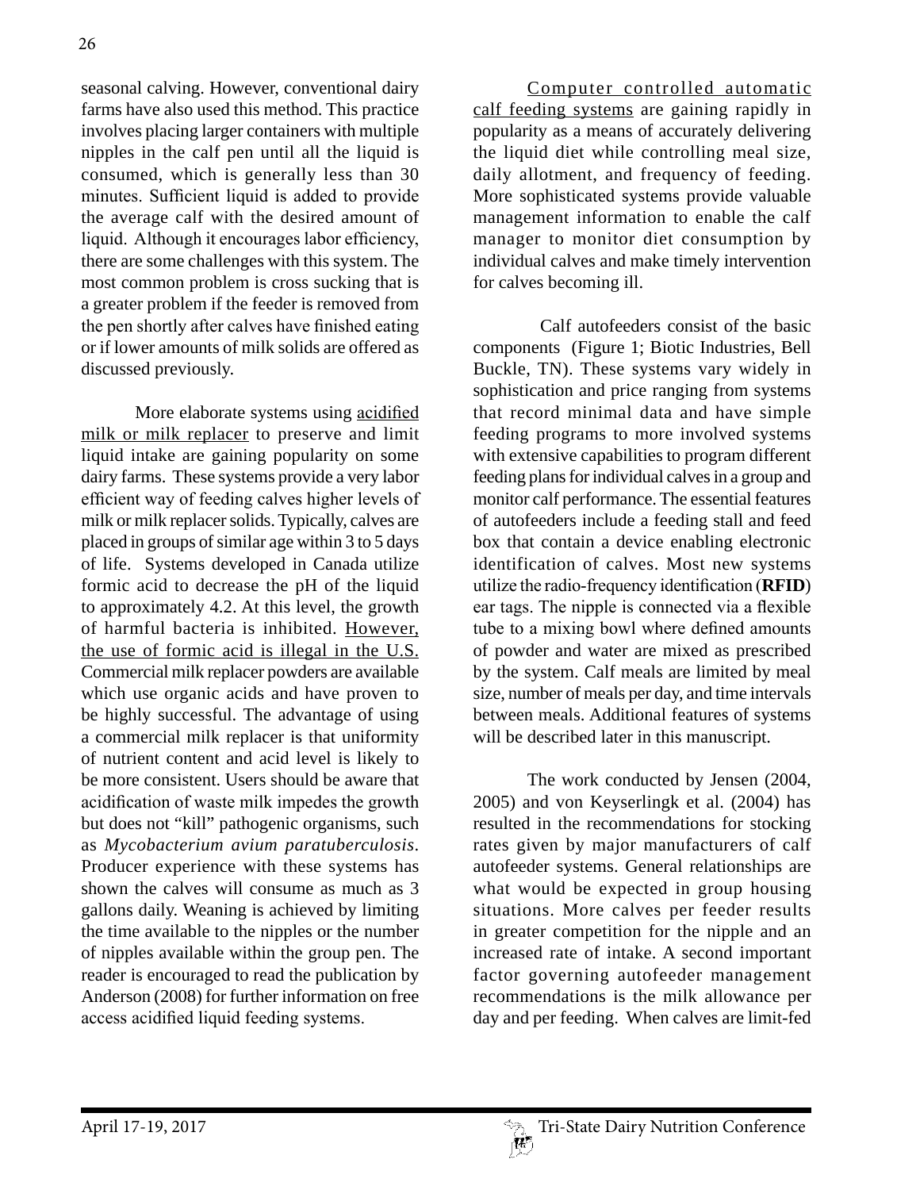seasonal calving. However, conventional dairy farms have also used this method. This practice involves placing larger containers with multiple nipples in the calf pen until all the liquid is consumed, which is generally less than 30 minutes. Sufficient liquid is added to provide the average calf with the desired amount of liquid. Although it encourages labor efficiency, there are some challenges with this system. The most common problem is cross sucking that is a greater problem if the feeder is removed from the pen shortly after calves have finished eating or if lower amounts of milk solids are offered as discussed previously.

More elaborate systems using <u>acidified milk or milk replacer</u> to preserve and limit liquid intake are gaining popularity on some dairy farms. These systems provide a very labor efficient way of feeding calves higher levels of milk or milk replacer solids. Typically, calves are placed in groups of similar age within 3 to 5 days of life. Systems developed in Canada utilize formic acid to decrease the pH of the liquid to approximately 4.2. At this level, the growth of harmful bacteria is inhibited. <u>However, the use of formic acid is illegal in the U.S.</u> Commercial milk replacer powders are available which use organic acids and have proven to be highly successful. The advantage of using a commercial milk replacer is that uniformity of nutrient content and acid level is likely to be more consistent. Users should be aware that acidification of waste milk impedes the growth but does not "kill" pathogenic organisms, such as *Mycobacterium avium paratuberculosis*. Producer experience with these systems has shown the calves will consume as much as 3 gallons daily. Weaning is achieved by limiting the time available to the nipples or the number of nipples available within the group pen. The reader is encouraged to read the publication by Anderson (2008) for further information on free access acidified liquid feeding systems.

<u>Computer controlled automatic calf feeding systems</u> are gaining rapidly in popularity as a means of accurately delivering the liquid diet while controlling meal size, daily allotment, and frequency of feeding. More sophisticated systems provide valuable management information to enable the calf manager to monitor diet consumption by individual calves and make timely intervention for calves becoming ill.

Calf autofeeders consist of the basic components (Figure 1; Biotic Industries, Bell Buckle, TN). These systems vary widely in sophistication and price ranging from systems that record minimal data and have simple feeding programs to more involved systems with extensive capabilities to program different feeding plans for individual calves in a group and monitor calf performance. The essential features of autofeeders include a feeding stall and feed box that contain a device enabling electronic identification of calves. Most new systems utilize the radio-frequency identification (**RFID**) ear tags. The nipple is connected via a flexible tube to a mixing bowl where defined amounts of powder and water are mixed as prescribed by the system. Calf meals are limited by meal size, number of meals per day, and time intervals between meals. Additional features of systems will be described later in this manuscript.

The work conducted by Jensen (2004, 2005) and von Keyserlingk et al. (2004) has resulted in the recommendations for stocking rates given by major manufacturers of calf autofeeder systems. General relationships are what would be expected in group housing situations. More calves per feeder results in greater competition for the nipple and an increased rate of intake. A second important factor governing autofeeder management recommendations is the milk allowance per day and per feeding. When calves are limit-fed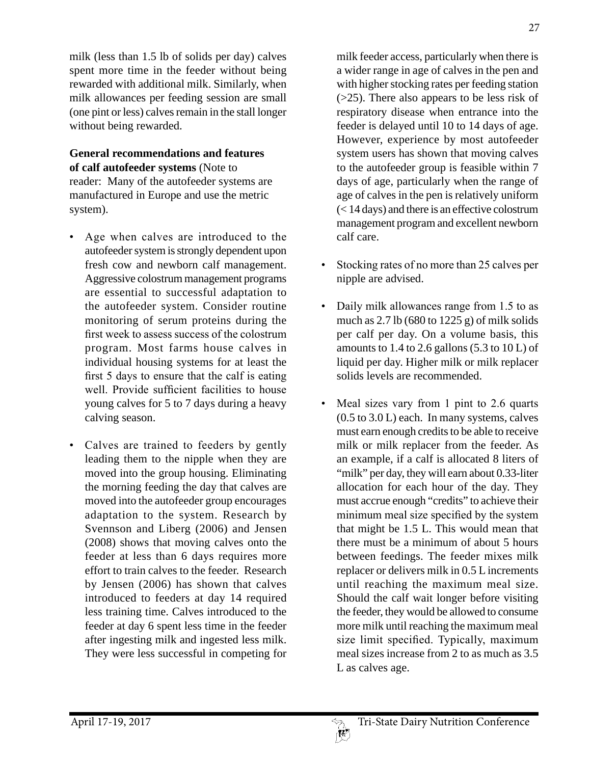milk (less than 1.5 lb of solids per day) calves spent more time in the feeder without being rewarded with additional milk. Similarly, when milk allowances per feeding session are small (one pint or less) calves remain in the stall longer without being rewarded.

**General recommendations and features of calf autofeeder systems** (Note to reader: Many of the autofeeder systems are manufactured in Europe and use the metric system).

- Age when calves are introduced to the autofeeder system is strongly dependent upon fresh cow and newborn calf management. Aggressive colostrum management programs are essential to successful adaptation to the autofeeder system. Consider routine monitoring of serum proteins during the first week to assess success of the colostrum program. Most farms house calves in individual housing systems for at least the first 5 days to ensure that the calf is eating well. Provide sufficient facilities to house young calves for 5 to 7 days during a heavy calving season.

- Calves are trained to feeders by gently leading them to the nipple when they are moved into the group housing. Eliminating the morning feeding the day that calves are moved into the autofeeder group encourages adaptation to the system. Research by Svennson and Liberg (2006) and Jensen (2008) shows that moving calves onto the feeder at less than 6 days requires more effort to train calves to the feeder. Research by Jensen (2006) has shown that calves introduced to feeders at day 14 required less training time. Calves introduced to the feeder at day 6 spent less time in the feeder after ingesting milk and ingested less milk. They were less successful in competing for milk feeder access, particularly when there is a wider range in age of calves in the pen and with higher stocking rates per feeding station (>25). There also appears to be less risk of respiratory disease when entrance into the feeder is delayed until 10 to 14 days of age. However, experience by most autofeeder system users has shown that moving calves to the autofeeder group is feasible within 7 days of age, particularly when the range of age of calves in the pen is relatively uniform (< 14 days) and there is an effective colostrum management program and excellent newborn calf care.

- Stocking rates of no more than 25 calves per nipple are advised.

- Daily milk allowances range from 1.5 to as much as 2.7 lb (680 to 1225 g) of milk solids per calf per day. On a volume basis, this amounts to 1.4 to 2.6 gallons (5.3 to 10 L) of liquid per day. Higher milk or milk replacer solids levels are recommended.

- Meal sizes vary from 1 pint to 2.6 quarts (0.5 to 3.0 L) each. In many systems, calves must earn enough credits to be able to receive milk or milk replacer from the feeder. As an example, if a calf is allocated 8 liters of "milk" per day, they will earn about 0.33-liter allocation for each hour of the day. They must accrue enough "credits" to achieve their minimum meal size specified by the system that might be 1.5 L. This would mean that there must be a minimum of about 5 hours between feedings. The feeder mixes milk replacer or delivers milk in 0.5 L increments until reaching the maximum meal size. Should the calf wait longer before visiting the feeder, they would be allowed to consume more milk until reaching the maximum meal size limit specified. Typically, maximum meal sizes increase from 2 to as much as 3.5 L as calves age.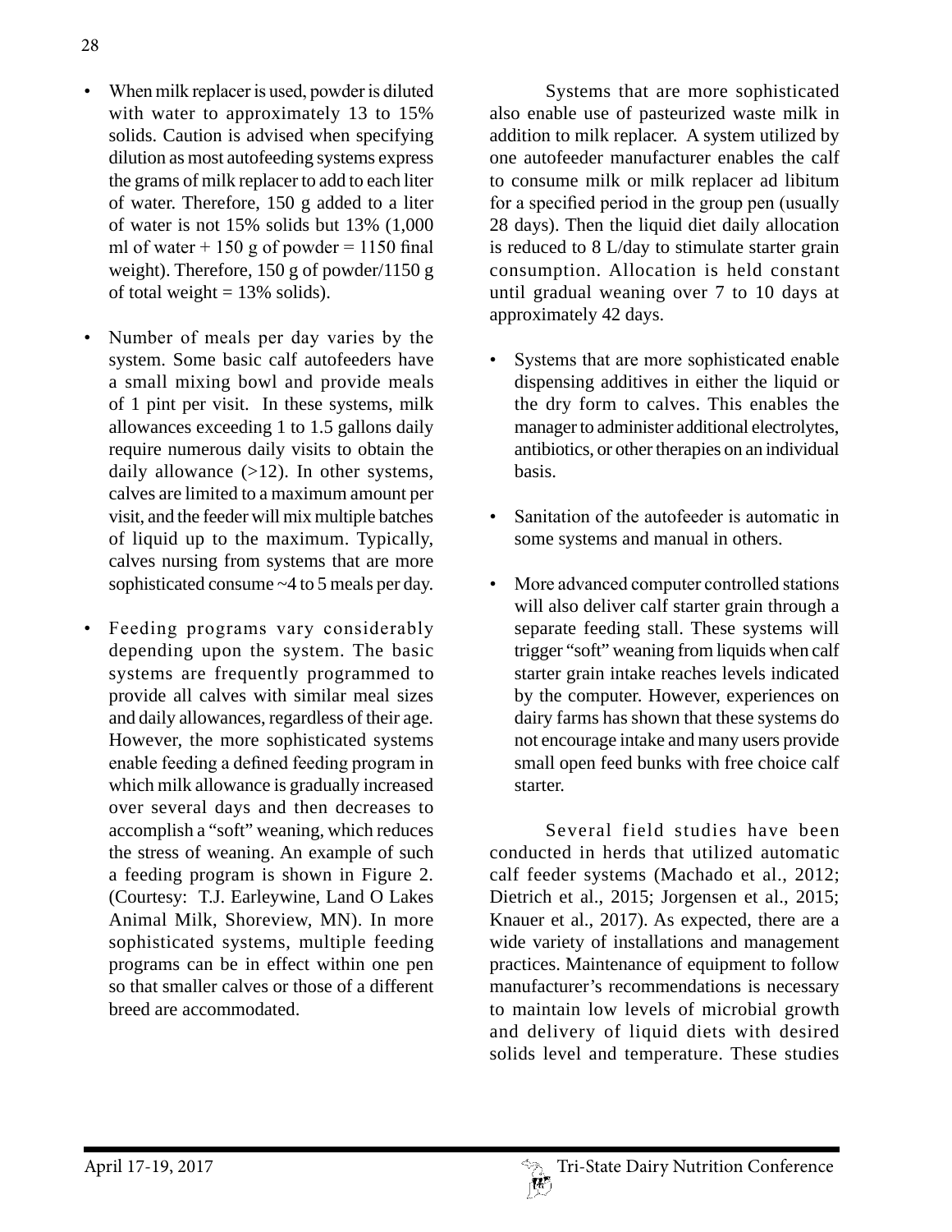- When milk replacer is used, powder is diluted with water to approximately 13 to 15% solids. Caution is advised when specifying dilution as most autofeeding systems express the grams of milk replacer to add to each liter of water. Therefore, 150 g added to a liter of water is not 15% solids but 13% (1,000 ml of water + 150 g of powder = 1150 final weight). Therefore, 150 g of powder/1150 g of total weight = 13% solids).

- Number of meals per day varies by the system. Some basic calf autofeeders have a small mixing bowl and provide meals of 1 pint per visit. In these systems, milk allowances exceeding 1 to 1.5 gallons daily require numerous daily visits to obtain the daily allowance (>12). In other systems, calves are limited to a maximum amount per visit, and the feeder will mix multiple batches of liquid up to the maximum. Typically, calves nursing from systems that are more sophisticated consume ~4 to 5 meals per day.

- Feeding programs vary considerably depending upon the system. The basic systems are frequently programmed to provide all calves with similar meal sizes and daily allowances, regardless of their age. However, the more sophisticated systems enable feeding a defined feeding program in which milk allowance is gradually increased over several days and then decreases to accomplish a "soft" weaning, which reduces the stress of weaning. An example of such a feeding program is shown in Figure 2. (Courtesy: T.J. Earleywine, Land O Lakes Animal Milk, Shoreview, MN). In more sophisticated systems, multiple feeding programs can be in effect within one pen so that smaller calves or those of a different breed are accommodated.

Systems that are more sophisticated also enable use of pasteurized waste milk in addition to milk replacer. A system utilized by one autofeeder manufacturer enables the calf to consume milk or milk replacer ad libitum for a specified period in the group pen (usually 28 days). Then the liquid diet daily allocation is reduced to 8 L/day to stimulate starter grain consumption. Allocation is held constant until gradual weaning over 7 to 10 days at approximately 42 days.

- Systems that are more sophisticated enable dispensing additives in either the liquid or the dry form to calves. This enables the manager to administer additional electrolytes, antibiotics, or other therapies on an individual basis.

- Sanitation of the autofeeder is automatic in some systems and manual in others.

- More advanced computer controlled stations will also deliver calf starter grain through a separate feeding stall. These systems will trigger "soft" weaning from liquids when calf starter grain intake reaches levels indicated by the computer. However, experiences on dairy farms has shown that these systems do not encourage intake and many users provide small open feed bunks with free choice calf starter.

Several field studies have been conducted in herds that utilized automatic calf feeder systems (Machado et al., 2012; Dietrich et al., 2015; Jorgensen et al., 2015; Knauer et al., 2017). As expected, there are a wide variety of installations and management practices. Maintenance of equipment to follow manufacturer's recommendations is necessary to maintain low levels of microbial growth and delivery of liquid diets with desired solids level and temperature. These studies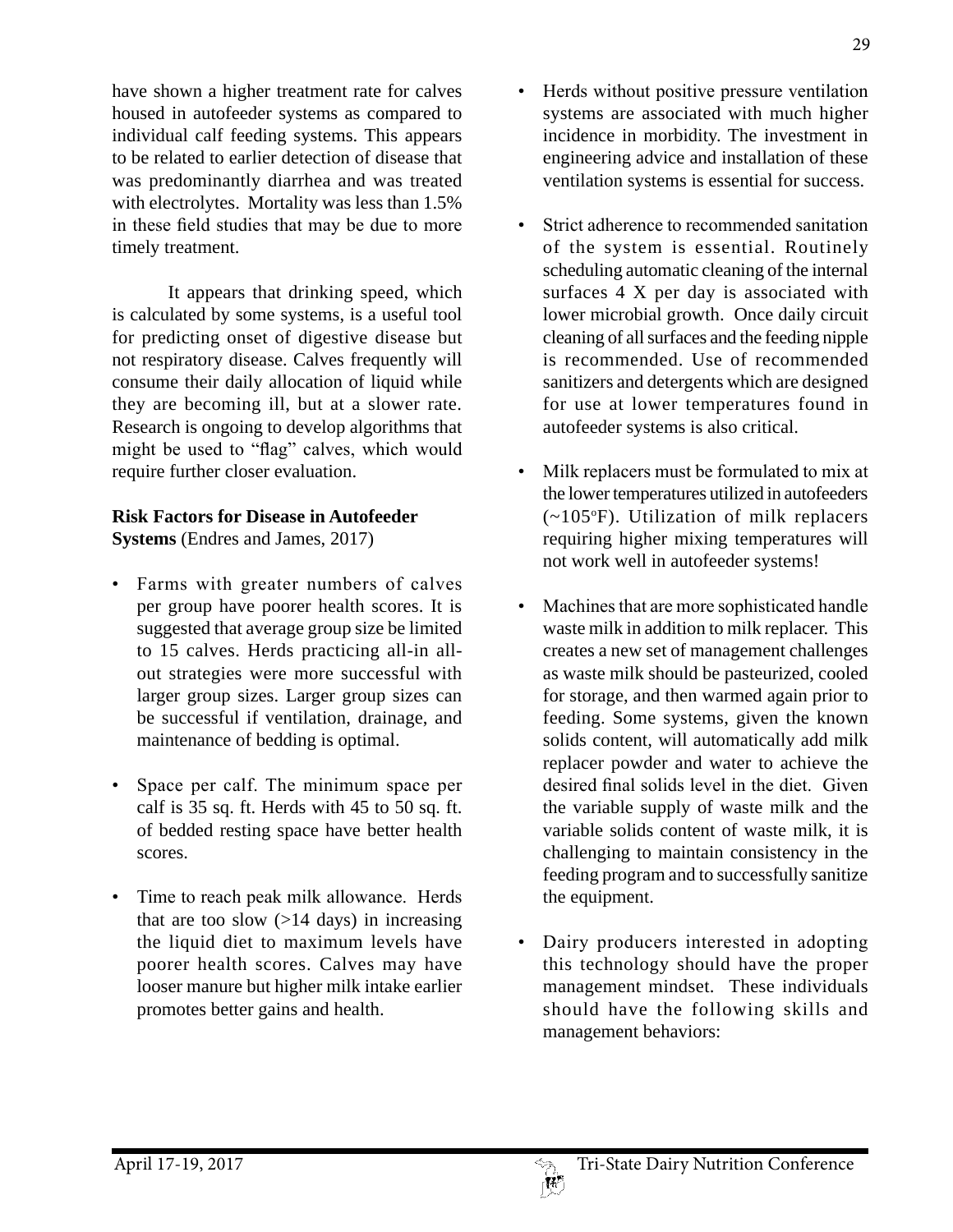have shown a higher treatment rate for calves housed in autofeeder systems as compared to individual calf feeding systems. This appears to be related to earlier detection of disease that was predominantly diarrhea and was treated with electrolytes. Mortality was less than 1.5% in these field studies that may be due to more timely treatment.

It appears that drinking speed, which is calculated by some systems, is a useful tool for predicting onset of digestive disease but not respiratory disease. Calves frequently will consume their daily allocation of liquid while they are becoming ill, but at a slower rate. Research is ongoing to develop algorithms that might be used to "flag" calves, which would require further closer evaluation.

**Risk Factors for Disease in Autofeeder Systems** (Endres and James, 2017)

- Farms with greater numbers of calves per group have poorer health scores. It is suggested that average group size be limited to 15 calves. Herds practicing all-in all-out strategies were more successful with larger group sizes. Larger group sizes can be successful if ventilation, drainage, and maintenance of bedding is optimal.
- Space per calf. The minimum space per calf is 35 sq. ft. Herds with 45 to 50 sq. ft. of bedded resting space have better health scores.
- Time to reach peak milk allowance. Herds that are too slow (>14 days) in increasing the liquid diet to maximum levels have poorer health scores. Calves may have looser manure but higher milk intake earlier promotes better gains and health.
- Herds without positive pressure ventilation systems are associated with much higher incidence in morbidity. The investment in engineering advice and installation of these ventilation systems is essential for success.
- Strict adherence to recommended sanitation of the system is essential. Routinely scheduling automatic cleaning of the internal surfaces 4 X per day is associated with lower microbial growth. Once daily circuit cleaning of all surfaces and the feeding nipple is recommended. Use of recommended sanitizers and detergents which are designed for use at lower temperatures found in autofeeder systems is also critical.
- Milk replacers must be formulated to mix at the lower temperatures utilized in autofeeders (~105°F). Utilization of milk replacers requiring higher mixing temperatures will not work well in autofeeder systems!
- Machines that are more sophisticated handle waste milk in addition to milk replacer. This creates a new set of management challenges as waste milk should be pasteurized, cooled for storage, and then warmed again prior to feeding. Some systems, given the known solids content, will automatically add milk replacer powder and water to achieve the desired final solids level in the diet. Given the variable supply of waste milk and the variable solids content of waste milk, it is challenging to maintain consistency in the feeding program and to successfully sanitize the equipment.
- Dairy producers interested in adopting this technology should have the proper management mindset. These individuals should have the following skills and management behaviors: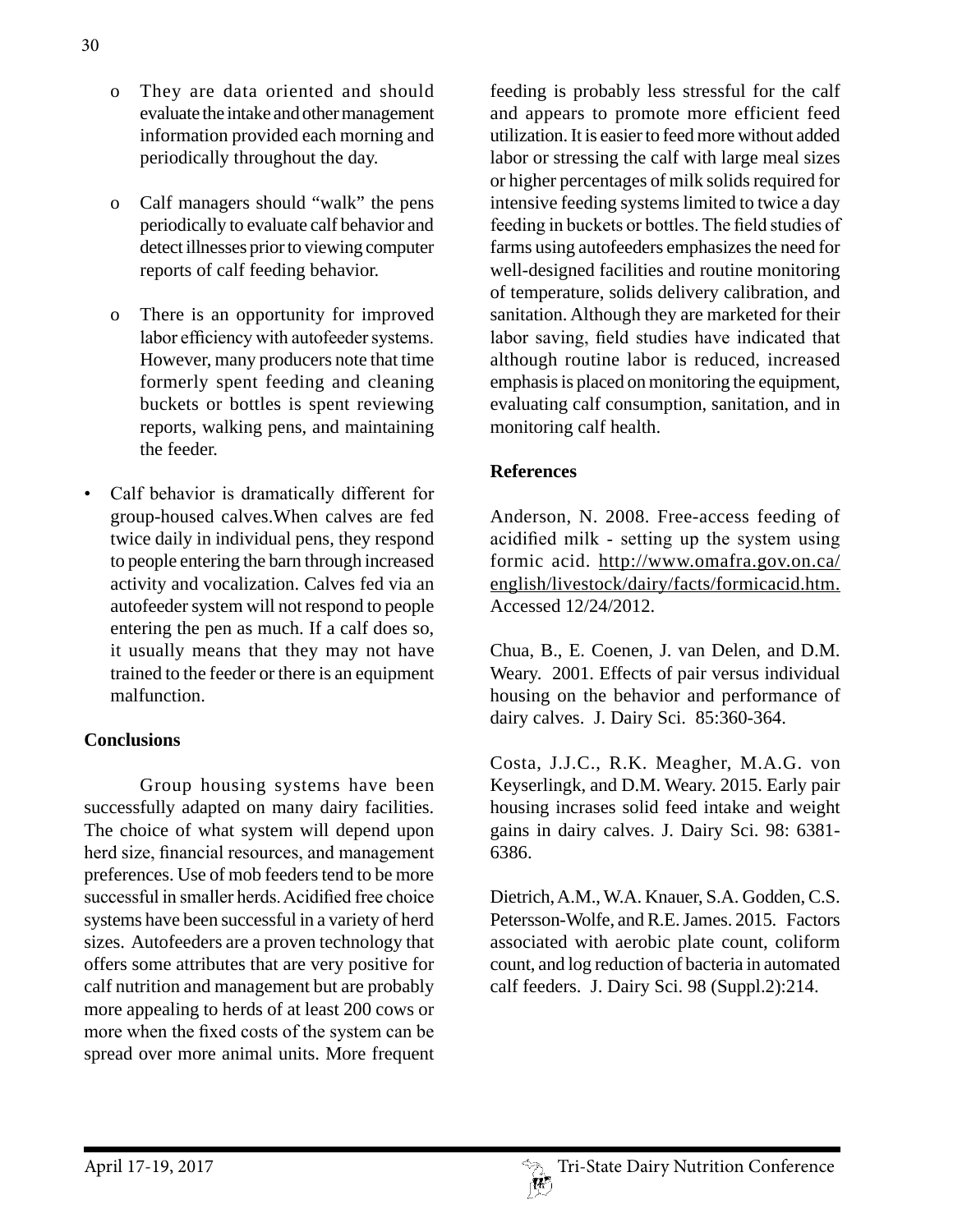- They are data oriented and should evaluate the intake and other management information provided each morning and periodically throughout the day.

- Calf managers should "walk" the pens periodically to evaluate calf behavior and detect illnesses prior to viewing computer reports of calf feeding behavior.

- There is an opportunity for improved labor efficiency with autofeeder systems. However, many producers note that time formerly spent feeding and cleaning buckets or bottles is spent reviewing reports, walking pens, and maintaining the feeder.

- Calf behavior is dramatically different for group-housed calves.When calves are fed twice daily in individual pens, they respond to people entering the barn through increased activity and vocalization. Calves fed via an autofeeder system will not respond to people entering the pen as much. If a calf does so, it usually means that they may not have trained to the feeder or there is an equipment malfunction.

## Conclusions

Group housing systems have been successfully adapted on many dairy facilities. The choice of what system will depend upon herd size, financial resources, and management preferences. Use of mob feeders tend to be more successful in smaller herds. Acidified free choice systems have been successful in a variety of herd sizes. Autofeeders are a proven technology that offers some attributes that are very positive for calf nutrition and management but are probably more appealing to herds of at least 200 cows or more when the fixed costs of the system can be spread over more animal units. More frequent feeding is probably less stressful for the calf and appears to promote more efficient feed utilization. It is easier to feed more without added labor or stressing the calf with large meal sizes or higher percentages of milk solids required for intensive feeding systems limited to twice a day feeding in buckets or bottles. The field studies of farms using autofeeders emphasizes the need for well-designed facilities and routine monitoring of temperature, solids delivery calibration, and sanitation. Although they are marketed for their labor saving, field studies have indicated that although routine labor is reduced, increased emphasis is placed on monitoring the equipment, evaluating calf consumption, sanitation, and in monitoring calf health.

## References

Anderson, N. 2008. Free-access feeding of acidified milk - setting up the system using formic acid. http://www.omafra.gov.on.ca/english/livestock/dairy/facts/formicacid.htm. Accessed 12/24/2012.

Chua, B., E. Coenen, J. van Delen, and D.M. Weary. 2001. Effects of pair versus individual housing on the behavior and performance of dairy calves. J. Dairy Sci. 85:360-364.

Costa, J.J.C., R.K. Meagher, M.A.G. von Keyserlingk, and D.M. Weary. 2015. Early pair housing incrases solid feed intake and weight gains in dairy calves. J. Dairy Sci. 98: 6381-6386.

Dietrich, A.M., W.A. Knauer, S.A. Godden, C.S. Petersson-Wolfe, and R.E. James. 2015. Factors associated with aerobic plate count, coliform count, and log reduction of bacteria in automated calf feeders. J. Dairy Sci. 98 (Suppl.2):214.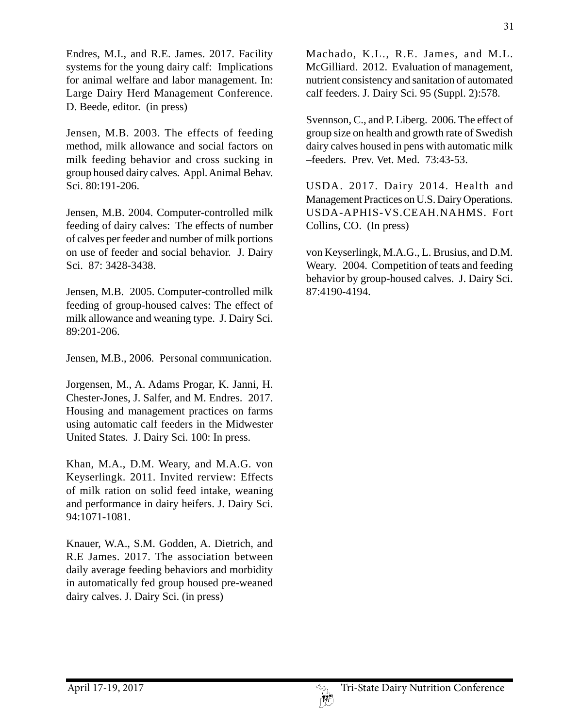Endres, M.I., and R.E. James. 2017. Facility systems for the young dairy calf: Implications for animal welfare and labor management. In: Large Dairy Herd Management Conference. D. Beede, editor. (in press)

Jensen, M.B. 2003. The effects of feeding method, milk allowance and social factors on milk feeding behavior and cross sucking in group housed dairy calves. Appl. Animal Behav. Sci. 80:191-206.

Jensen, M.B. 2004. Computer-controlled milk feeding of dairy calves: The effects of number of calves per feeder and number of milk portions on use of feeder and social behavior. J. Dairy Sci. 87: 3428-3438.

Jensen, M.B. 2005. Computer-controlled milk feeding of group-housed calves: The effect of milk allowance and weaning type. J. Dairy Sci. 89:201-206.

Jensen, M.B., 2006. Personal communication.

Jorgensen, M., A. Adams Progar, K. Janni, H. Chester-Jones, J. Salfer, and M. Endres. 2017. Housing and management practices on farms using automatic calf feeders in the Midwester United States. J. Dairy Sci. 100: In press.

Khan, M.A., D.M. Weary, and M.A.G. von Keyserlingk. 2011. Invited rerview: Effects of milk ration on solid feed intake, weaning and performance in dairy heifers. J. Dairy Sci. 94:1071-1081.

Knauer, W.A., S.M. Godden, A. Dietrich, and R.E James. 2017. The association between daily average feeding behaviors and morbidity in automatically fed group housed pre-weaned dairy calves. J. Dairy Sci. (in press)

Machado, K.L., R.E. James, and M.L. McGilliard. 2012. Evaluation of management, nutrient consistency and sanitation of automated calf feeders. J. Dairy Sci. 95 (Suppl. 2):578.

Svennson, C., and P. Liberg. 2006. The effect of group size on health and growth rate of Swedish dairy calves housed in pens with automatic milk –feeders. Prev. Vet. Med. 73:43-53.

USDA. 2017. Dairy 2014. Health and Management Practices on U.S. Dairy Operations. USDA-APHIS-VS.CEAH.NAHMS. Fort Collins, CO. (In press)

von Keyserlingk, M.A.G., L. Brusius, and D.M. Weary. 2004. Competition of teats and feeding behavior by group-housed calves. J. Dairy Sci. 87:4190-4194.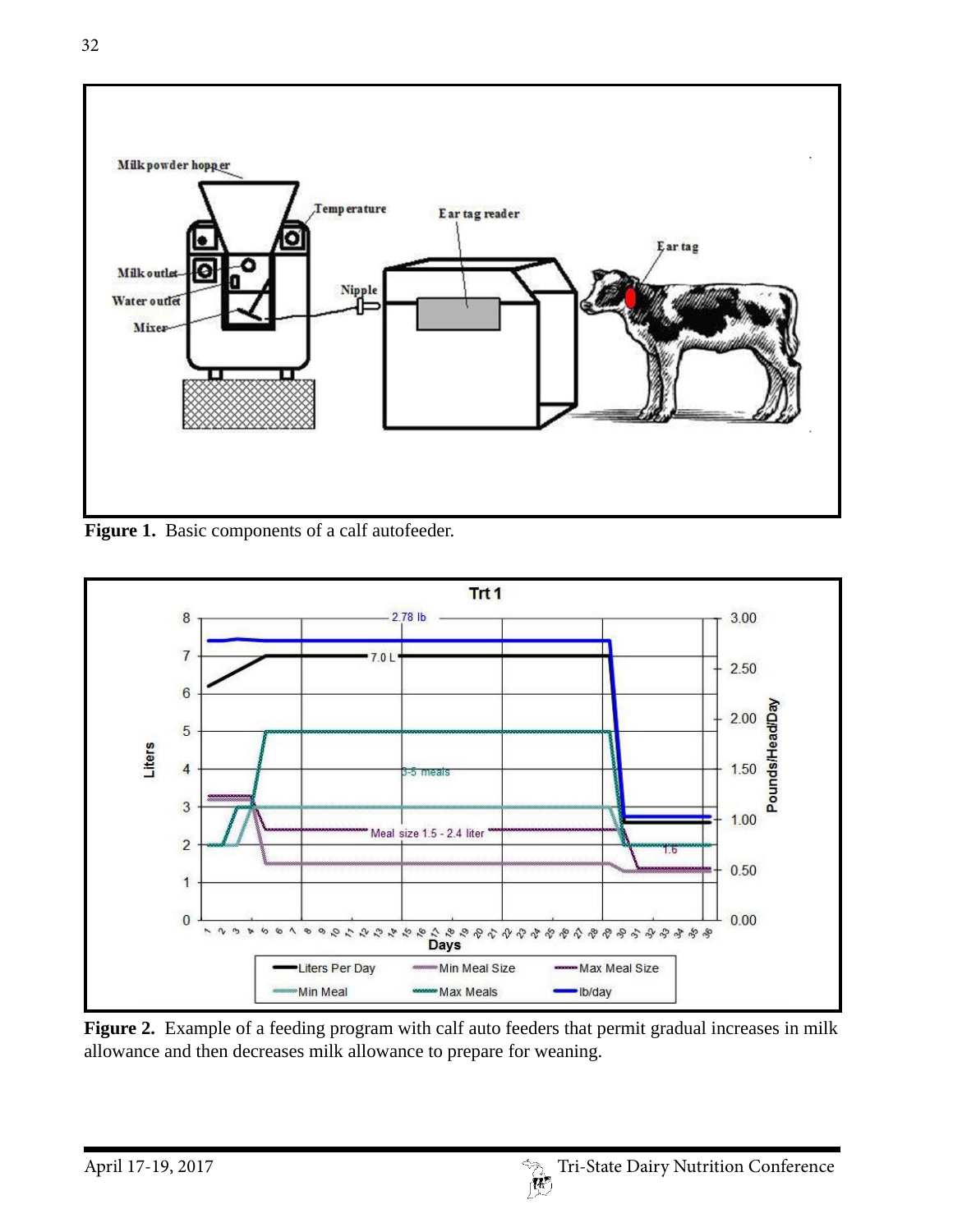Milk powder hopper

Temperature

Ear tag reader

Ear tag

Milk outlet

Water outlet

Mixer

Nipple

**Figure 1.** Basic components of a calf autofeeder.

Trt 1

2.78 lb

7.0 L

3-5 meals

Meal size 1.5 - 2.4 liter

1.6

Liters

Pounds/Head/Day

Days

8, 7, 6, 5, 4, 3, 2, 1, 0

3.00, 2.50, 2.00, 1.50, 1.00, 0.50, 0.00

1 2 3 4 5 6 7 8 9 10 11 12 13 14 15 16 17 18 19 20 21 22 23 24 25 26 27 28 29 30 31 32 33 34 35 36

Liters Per Day, Min Meal Size, Max Meal Size, Min Meal, Max Meals, lb/day

**Figure 2.** Example of a feeding program with calf auto feeders that permit gradual increases in milk allowance and then decreases milk allowance to prepare for weaning.